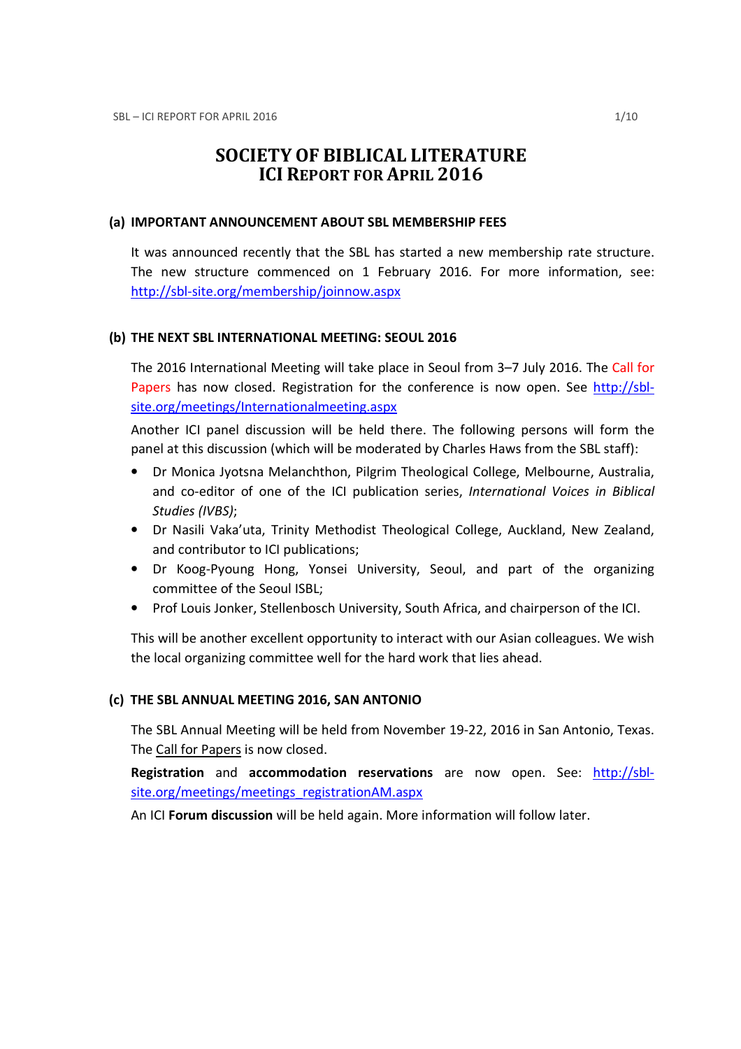# SOCIETY OF BIBLICAL LITERATURE
# ICI REPORT FOR APRIL 2016

## (a) IMPORTANT ANNOUNCEMENT ABOUT SBL MEMBERSHIP FEES

It was announced recently that the SBL has started a new membership rate structure. The new structure commenced on 1 February 2016. For more information, see: http://sbl-site.org/membership/joinnow.aspx

## (b) THE NEXT SBL INTERNATIONAL MEETING: SEOUL 2016

The 2016 International Meeting will take place in Seoul from 3–7 July 2016. The Call for Papers has now closed. Registration for the conference is now open. See http://sbl-site.org/meetings/Internationalmeeting.aspx

Another ICI panel discussion will be held there. The following persons will form the panel at this discussion (which will be moderated by Charles Haws from the SBL staff):

- Dr Monica Jyotsna Melanchthon, Pilgrim Theological College, Melbourne, Australia, and co-editor of one of the ICI publication series, *International Voices in Biblical Studies (IVBS)*;
- Dr Nasili Vaka'uta, Trinity Methodist Theological College, Auckland, New Zealand, and contributor to ICI publications;
- Dr Koog-Pyoung Hong, Yonsei University, Seoul, and part of the organizing committee of the Seoul ISBL;
- Prof Louis Jonker, Stellenbosch University, South Africa, and chairperson of the ICI.

This will be another excellent opportunity to interact with our Asian colleagues. We wish the local organizing committee well for the hard work that lies ahead.

## (c) THE SBL ANNUAL MEETING 2016, SAN ANTONIO

The SBL Annual Meeting will be held from November 19-22, 2016 in San Antonio, Texas. The Call for Papers is now closed.

**Registration** and **accommodation reservations** are now open. See: http://sbl-site.org/meetings/meetings_registrationAM.aspx

An ICI **Forum discussion** will be held again. More information will follow later.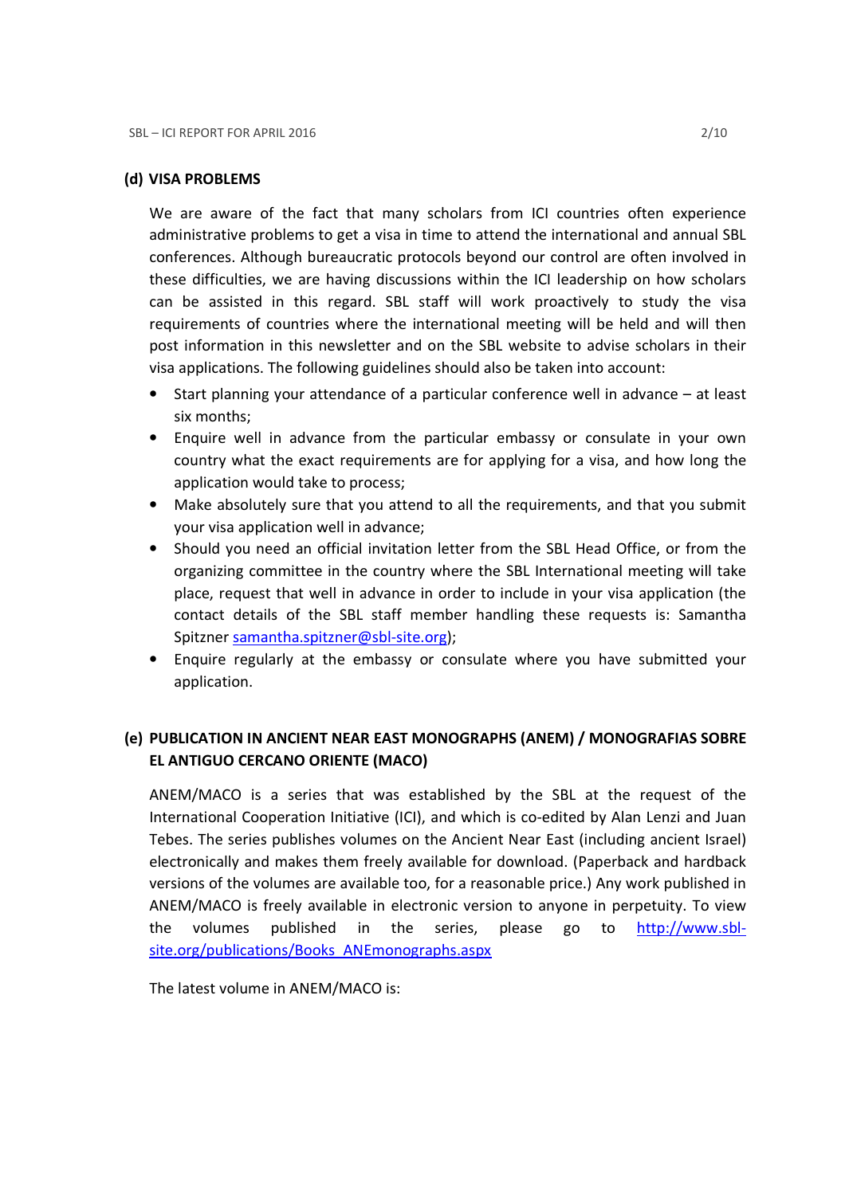### (d) VISA PROBLEMS

We are aware of the fact that many scholars from ICI countries often experience administrative problems to get a visa in time to attend the international and annual SBL conferences. Although bureaucratic protocols beyond our control are often involved in these difficulties, we are having discussions within the ICI leadership on how scholars can be assisted in this regard. SBL staff will work proactively to study the visa requirements of countries where the international meeting will be held and will then post information in this newsletter and on the SBL website to advise scholars in their visa applications. The following guidelines should also be taken into account:

- Start planning your attendance of a particular conference well in advance – at least six months;
- Enquire well in advance from the particular embassy or consulate in your own country what the exact requirements are for applying for a visa, and how long the application would take to process;
- Make absolutely sure that you attend to all the requirements, and that you submit your visa application well in advance;
- Should you need an official invitation letter from the SBL Head Office, or from the organizing committee in the country where the SBL International meeting will take place, request that well in advance in order to include in your visa application (the contact details of the SBL staff member handling these requests is: Samantha Spitzner samantha.spitzner@sbl-site.org);
- Enquire regularly at the embassy or consulate where you have submitted your application.

### (e) PUBLICATION IN ANCIENT NEAR EAST MONOGRAPHS (ANEM) / MONOGRAFIAS SOBRE EL ANTIGUO CERCANO ORIENTE (MACO)

ANEM/MACO is a series that was established by the SBL at the request of the International Cooperation Initiative (ICI), and which is co-edited by Alan Lenzi and Juan Tebes. The series publishes volumes on the Ancient Near East (including ancient Israel) electronically and makes them freely available for download. (Paperback and hardback versions of the volumes are available too, for a reasonable price.) Any work published in ANEM/MACO is freely available in electronic version to anyone in perpetuity. To view the volumes published in the series, please go to http://www.sbl-site.org/publications/Books_ANEmonographs.aspx

The latest volume in ANEM/MACO is: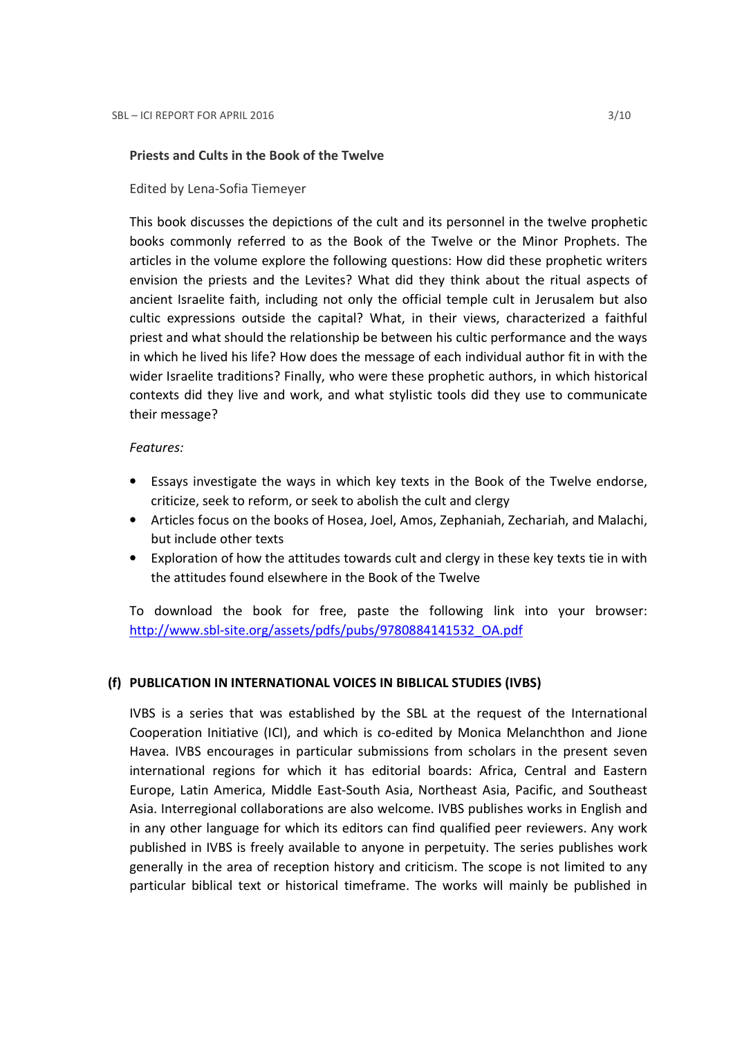**Priests and Cults in the Book of the Twelve**

Edited by Lena-Sofia Tiemeyer

This book discusses the depictions of the cult and its personnel in the twelve prophetic books commonly referred to as the Book of the Twelve or the Minor Prophets. The articles in the volume explore the following questions: How did these prophetic writers envision the priests and the Levites? What did they think about the ritual aspects of ancient Israelite faith, including not only the official temple cult in Jerusalem but also cultic expressions outside the capital? What, in their views, characterized a faithful priest and what should the relationship be between his cultic performance and the ways in which he lived his life? How does the message of each individual author fit in with the wider Israelite traditions? Finally, who were these prophetic authors, in which historical contexts did they live and work, and what stylistic tools did they use to communicate their message?

*Features:*

- Essays investigate the ways in which key texts in the Book of the Twelve endorse, criticize, seek to reform, or seek to abolish the cult and clergy
- Articles focus on the books of Hosea, Joel, Amos, Zephaniah, Zechariah, and Malachi, but include other texts
- Exploration of how the attitudes towards cult and clergy in these key texts tie in with the attitudes found elsewhere in the Book of the Twelve

To download the book for free, paste the following link into your browser: http://www.sbl-site.org/assets/pdfs/pubs/9780884141532_OA.pdf

### (f) PUBLICATION IN INTERNATIONAL VOICES IN BIBLICAL STUDIES (IVBS)

IVBS is a series that was established by the SBL at the request of the International Cooperation Initiative (ICI), and which is co-edited by Monica Melanchthon and Jione Havea. IVBS encourages in particular submissions from scholars in the present seven international regions for which it has editorial boards: Africa, Central and Eastern Europe, Latin America, Middle East-South Asia, Northeast Asia, Pacific, and Southeast Asia. Interregional collaborations are also welcome. IVBS publishes works in English and in any other language for which its editors can find qualified peer reviewers. Any work published in IVBS is freely available to anyone in perpetuity. The series publishes work generally in the area of reception history and criticism. The scope is not limited to any particular biblical text or historical timeframe. The works will mainly be published in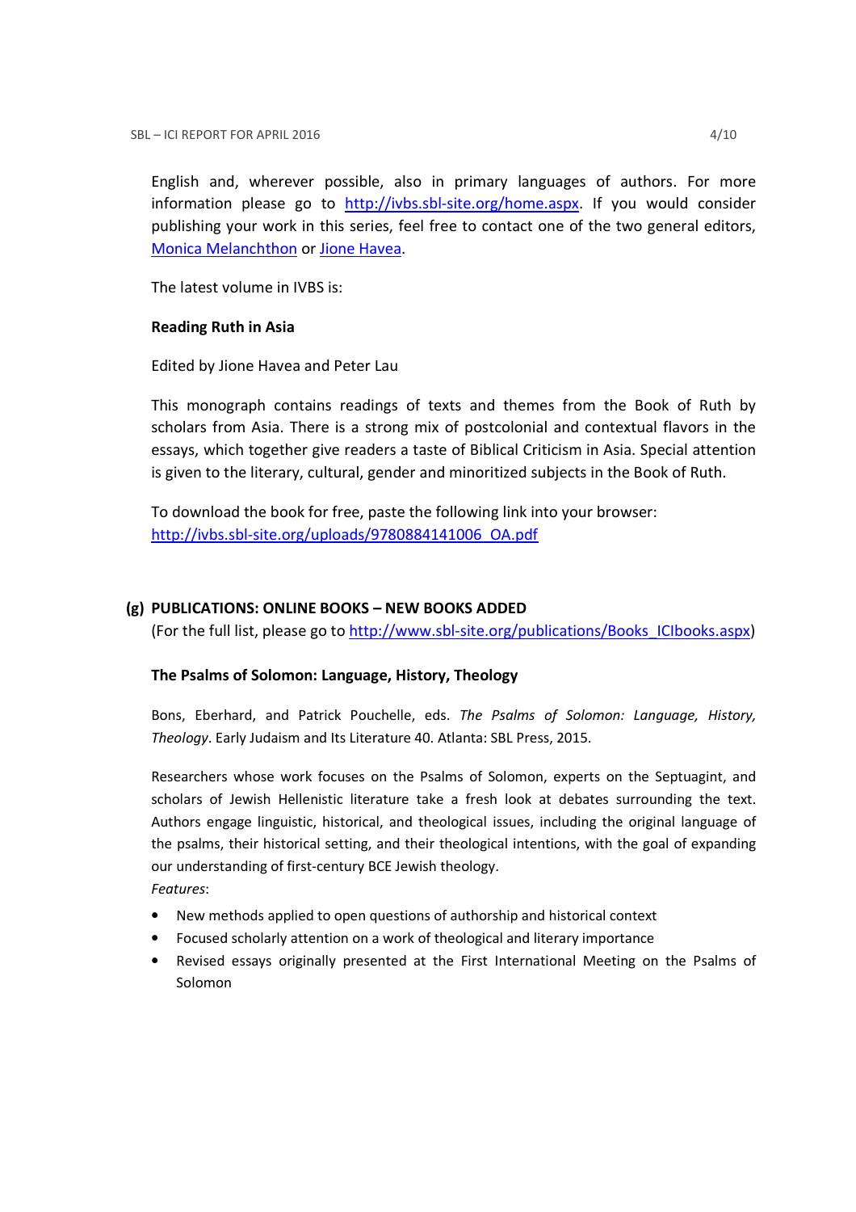English and, wherever possible, also in primary languages of authors. For more information please go to http://ivbs.sbl-site.org/home.aspx. If you would consider publishing your work in this series, feel free to contact one of the two general editors, Monica Melanchthon or Jione Havea.

The latest volume in IVBS is:

**Reading Ruth in Asia**

Edited by Jione Havea and Peter Lau

This monograph contains readings of texts and themes from the Book of Ruth by scholars from Asia. There is a strong mix of postcolonial and contextual flavors in the essays, which together give readers a taste of Biblical Criticism in Asia. Special attention is given to the literary, cultural, gender and minoritized subjects in the Book of Ruth.

To download the book for free, paste the following link into your browser:
http://ivbs.sbl-site.org/uploads/9780884141006_OA.pdf

**(g) PUBLICATIONS: ONLINE BOOKS – NEW BOOKS ADDED**

(For the full list, please go to http://www.sbl-site.org/publications/Books_ICIbooks.aspx)

**The Psalms of Solomon: Language, History, Theology**

Bons, Eberhard, and Patrick Pouchelle, eds. *The Psalms of Solomon: Language, History, Theology*. Early Judaism and Its Literature 40. Atlanta: SBL Press, 2015.

Researchers whose work focuses on the Psalms of Solomon, experts on the Septuagint, and scholars of Jewish Hellenistic literature take a fresh look at debates surrounding the text. Authors engage linguistic, historical, and theological issues, including the original language of the psalms, their historical setting, and their theological intentions, with the goal of expanding our understanding of first-century BCE Jewish theology.

*Features*:

- New methods applied to open questions of authorship and historical context
- Focused scholarly attention on a work of theological and literary importance
- Revised essays originally presented at the First International Meeting on the Psalms of Solomon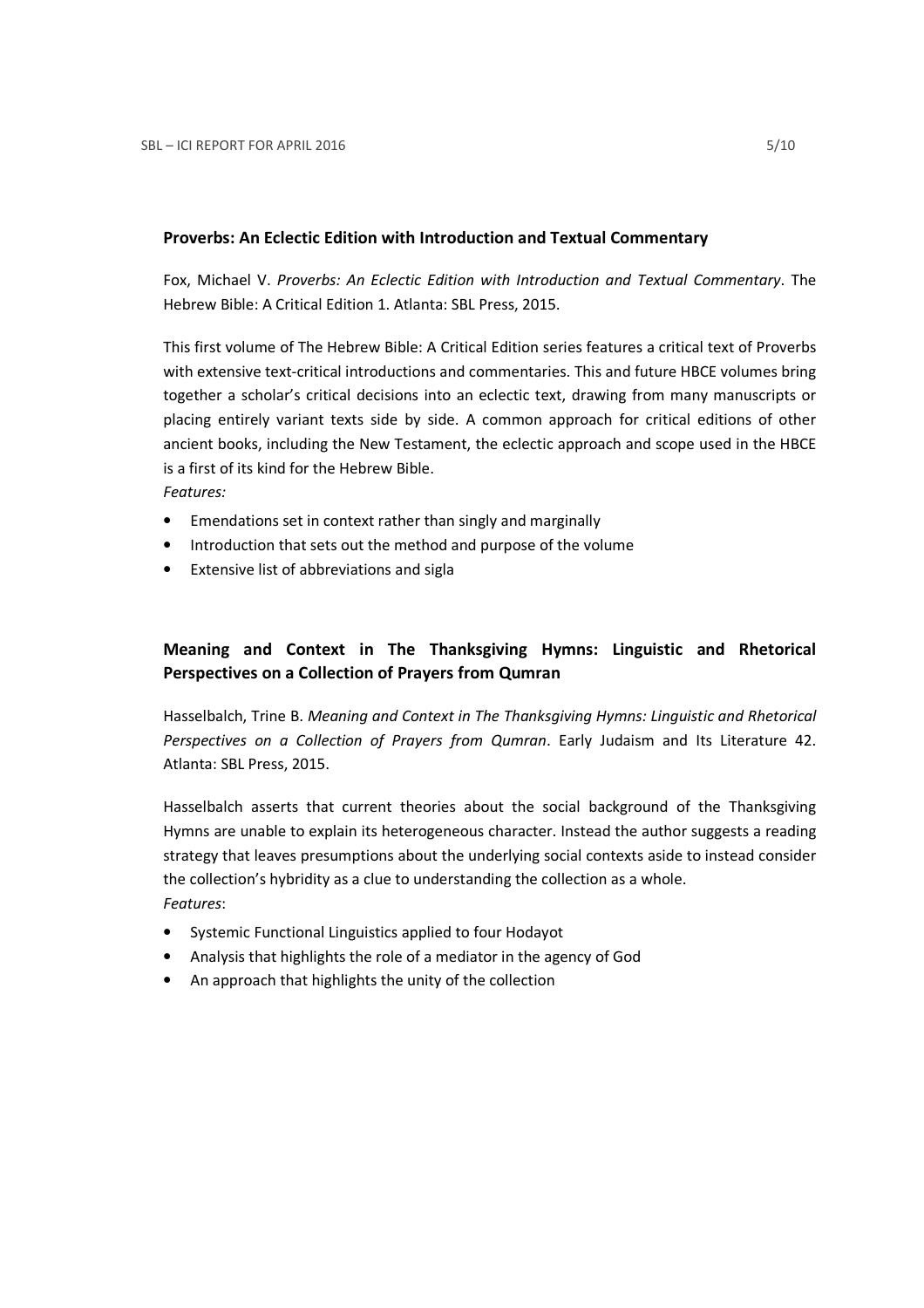### Proverbs: An Eclectic Edition with Introduction and Textual Commentary

Fox, Michael V. *Proverbs: An Eclectic Edition with Introduction and Textual Commentary*. The Hebrew Bible: A Critical Edition 1. Atlanta: SBL Press, 2015.

This first volume of The Hebrew Bible: A Critical Edition series features a critical text of Proverbs with extensive text-critical introductions and commentaries. This and future HBCE volumes bring together a scholar's critical decisions into an eclectic text, drawing from many manuscripts or placing entirely variant texts side by side. A common approach for critical editions of other ancient books, including the New Testament, the eclectic approach and scope used in the HBCE is a first of its kind for the Hebrew Bible.

*Features:*

- Emendations set in context rather than singly and marginally
- Introduction that sets out the method and purpose of the volume
- Extensive list of abbreviations and sigla

### Meaning and Context in The Thanksgiving Hymns: Linguistic and Rhetorical Perspectives on a Collection of Prayers from Qumran

Hasselbalch, Trine B. *Meaning and Context in The Thanksgiving Hymns: Linguistic and Rhetorical Perspectives on a Collection of Prayers from Qumran*. Early Judaism and Its Literature 42. Atlanta: SBL Press, 2015.

Hasselbalch asserts that current theories about the social background of the Thanksgiving Hymns are unable to explain its heterogeneous character. Instead the author suggests a reading strategy that leaves presumptions about the underlying social contexts aside to instead consider the collection's hybridity as a clue to understanding the collection as a whole.

*Features*:

- Systemic Functional Linguistics applied to four Hodayot
- Analysis that highlights the role of a mediator in the agency of God
- An approach that highlights the unity of the collection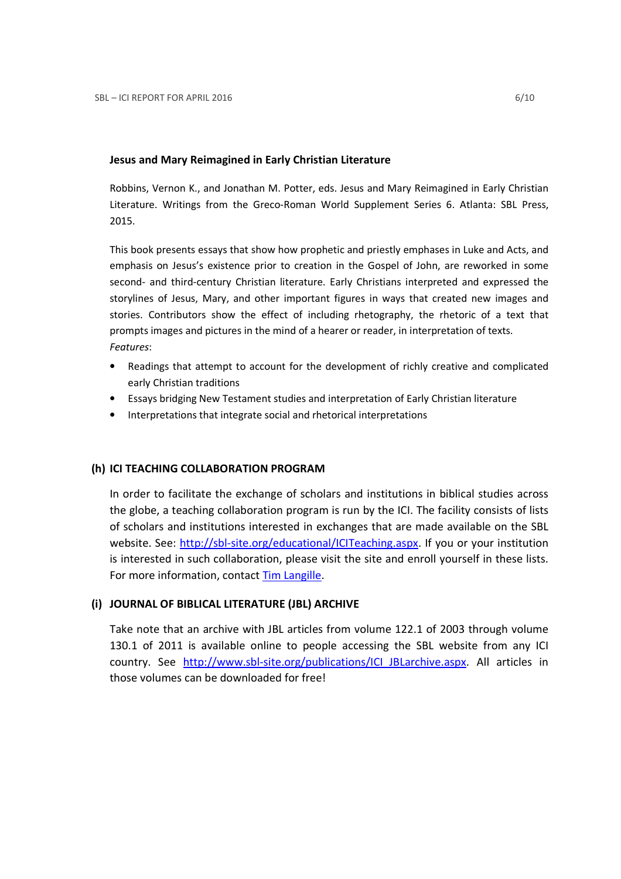**Jesus and Mary Reimagined in Early Christian Literature**

Robbins, Vernon K., and Jonathan M. Potter, eds. Jesus and Mary Reimagined in Early Christian Literature. Writings from the Greco-Roman World Supplement Series 6. Atlanta: SBL Press, 2015.

This book presents essays that show how prophetic and priestly emphases in Luke and Acts, and emphasis on Jesus's existence prior to creation in the Gospel of John, are reworked in some second- and third-century Christian literature. Early Christians interpreted and expressed the storylines of Jesus, Mary, and other important figures in ways that created new images and stories. Contributors show the effect of including rhetography, the rhetoric of a text that prompts images and pictures in the mind of a hearer or reader, in interpretation of texts.
*Features*:

- Readings that attempt to account for the development of richly creative and complicated early Christian traditions
- Essays bridging New Testament studies and interpretation of Early Christian literature
- Interpretations that integrate social and rhetorical interpretations

## (h) ICI TEACHING COLLABORATION PROGRAM

In order to facilitate the exchange of scholars and institutions in biblical studies across the globe, a teaching collaboration program is run by the ICI. The facility consists of lists of scholars and institutions interested in exchanges that are made available on the SBL website. See: http://sbl-site.org/educational/ICITeaching.aspx. If you or your institution is interested in such collaboration, please visit the site and enroll yourself in these lists. For more information, contact Tim Langille.

## (i) JOURNAL OF BIBLICAL LITERATURE (JBL) ARCHIVE

Take note that an archive with JBL articles from volume 122.1 of 2003 through volume 130.1 of 2011 is available online to people accessing the SBL website from any ICI country. See http://www.sbl-site.org/publications/ICI_JBLarchive.aspx. All articles in those volumes can be downloaded for free!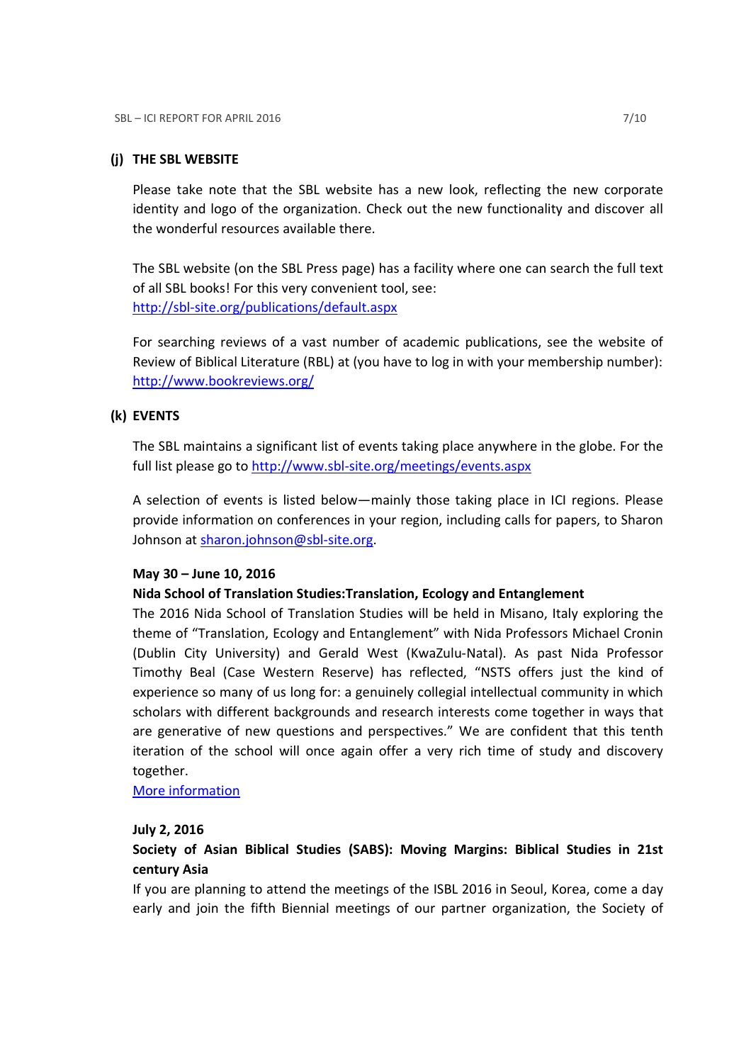## (j) THE SBL WEBSITE

Please take note that the SBL website has a new look, reflecting the new corporate identity and logo of the organization. Check out the new functionality and discover all the wonderful resources available there.

The SBL website (on the SBL Press page) has a facility where one can search the full text of all SBL books! For this very convenient tool, see:
http://sbl-site.org/publications/default.aspx

For searching reviews of a vast number of academic publications, see the website of Review of Biblical Literature (RBL) at (you have to log in with your membership number):
http://www.bookreviews.org/

## (k) EVENTS

The SBL maintains a significant list of events taking place anywhere in the globe. For the full list please go to http://www.sbl-site.org/meetings/events.aspx

A selection of events is listed below—mainly those taking place in ICI regions. Please provide information on conferences in your region, including calls for papers, to Sharon Johnson at sharon.johnson@sbl-site.org.

**May 30 – June 10, 2016**

**Nida School of Translation Studies:Translation, Ecology and Entanglement**

The 2016 Nida School of Translation Studies will be held in Misano, Italy exploring the theme of "Translation, Ecology and Entanglement" with Nida Professors Michael Cronin (Dublin City University) and Gerald West (KwaZulu-Natal). As past Nida Professor Timothy Beal (Case Western Reserve) has reflected, "NSTS offers just the kind of experience so many of us long for: a genuinely collegial intellectual community in which scholars with different backgrounds and research interests come together in ways that are generative of new questions and perspectives." We are confident that this tenth iteration of the school will once again offer a very rich time of study and discovery together.

More information

**July 2, 2016**

**Society of Asian Biblical Studies (SABS): Moving Margins: Biblical Studies in 21st century Asia**

If you are planning to attend the meetings of the ISBL 2016 in Seoul, Korea, come a day early and join the fifth Biennial meetings of our partner organization, the Society of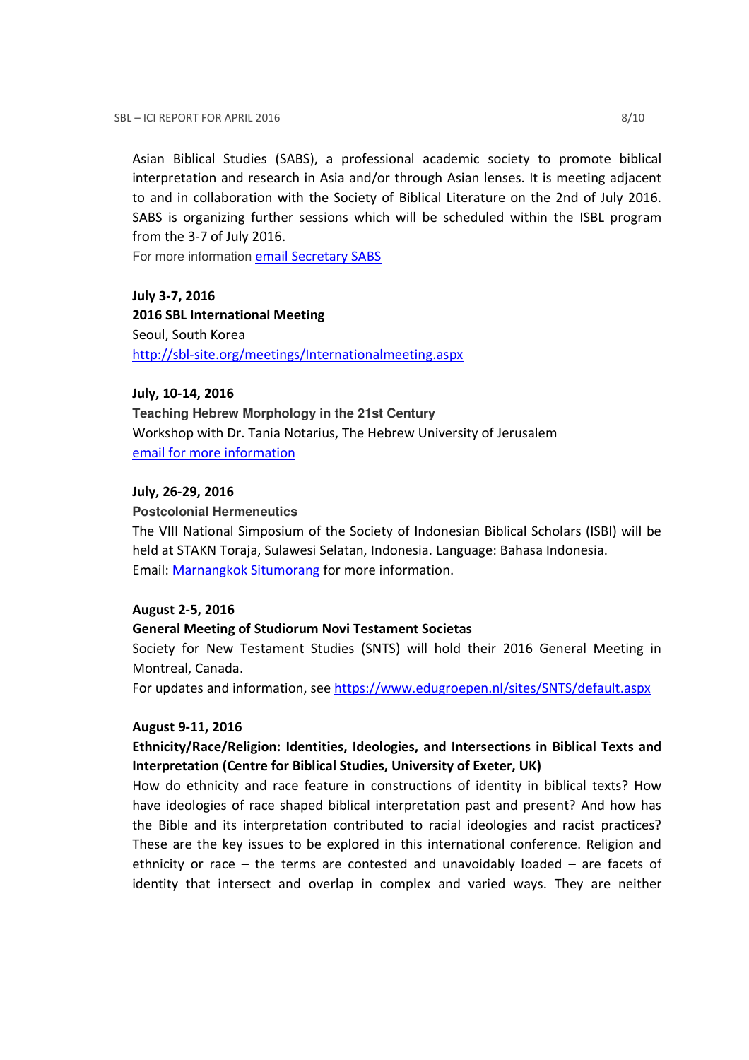Asian Biblical Studies (SABS), a professional academic society to promote biblical interpretation and research in Asia and/or through Asian lenses. It is meeting adjacent to and in collaboration with the Society of Biblical Literature on the 2nd of July 2016. SABS is organizing further sessions which will be scheduled within the ISBL program from the 3-7 of July 2016.
For more information [email Secretary SABS]()

**July 3-7, 2016**
**2016 SBL International Meeting**
Seoul, South Korea
[http://sbl-site.org/meetings/Internationalmeeting.aspx](http://sbl-site.org/meetings/Internationalmeeting.aspx)

**July, 10-14, 2016**
**Teaching Hebrew Morphology in the 21st Century**
Workshop with Dr. Tania Notarius, The Hebrew University of Jerusalem
[email for more information]()

**July, 26-29, 2016**
**Postcolonial Hermeneutics**
The VIII National Simposium of the Society of Indonesian Biblical Scholars (ISBI) will be held at STAKN Toraja, Sulawesi Selatan, Indonesia. Language: Bahasa Indonesia.
Email: [Marnangkok Situmorang]() for more information.

**August 2-5, 2016**
**General Meeting of Studiorum Novi Testament Societas**
Society for New Testament Studies (SNTS) will hold their 2016 General Meeting in Montreal, Canada.
For updates and information, see [https://www.edugroepen.nl/sites/SNTS/default.aspx](https://www.edugroepen.nl/sites/SNTS/default.aspx)

**August 9-11, 2016**
**Ethnicity/Race/Religion: Identities, Ideologies, and Intersections in Biblical Texts and Interpretation (Centre for Biblical Studies, University of Exeter, UK)**
How do ethnicity and race feature in constructions of identity in biblical texts? How have ideologies of race shaped biblical interpretation past and present? And how has the Bible and its interpretation contributed to racial ideologies and racist practices? These are the key issues to be explored in this international conference. Religion and ethnicity or race – the terms are contested and unavoidably loaded – are facets of identity that intersect and overlap in complex and varied ways. They are neither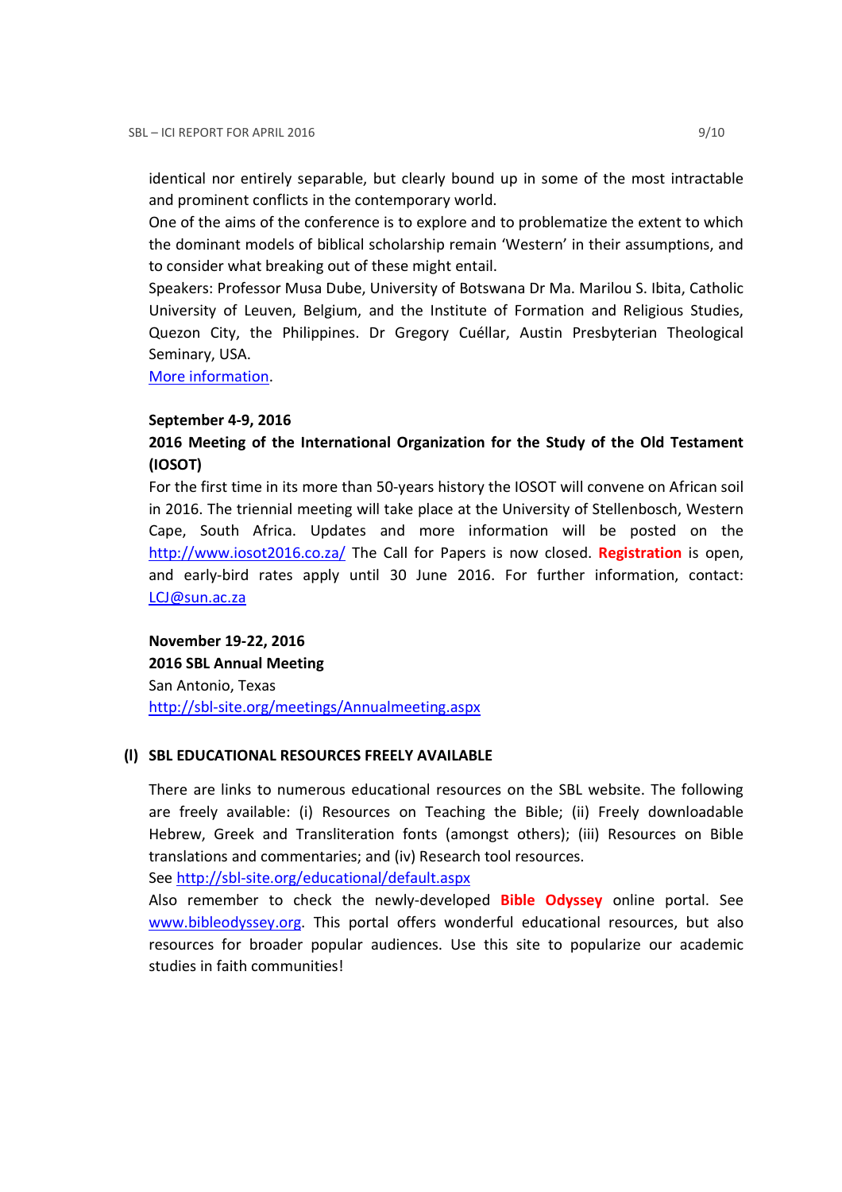identical nor entirely separable, but clearly bound up in some of the most intractable and prominent conflicts in the contemporary world.

One of the aims of the conference is to explore and to problematize the extent to which the dominant models of biblical scholarship remain 'Western' in their assumptions, and to consider what breaking out of these might entail.

Speakers: Professor Musa Dube, University of Botswana Dr Ma. Marilou S. Ibita, Catholic University of Leuven, Belgium, and the Institute of Formation and Religious Studies, Quezon City, the Philippines. Dr Gregory Cuéllar, Austin Presbyterian Theological Seminary, USA.

More information.

**September 4-9, 2016**

**2016 Meeting of the International Organization for the Study of the Old Testament (IOSOT)**

For the first time in its more than 50-years history the IOSOT will convene on African soil in 2016. The triennial meeting will take place at the University of Stellenbosch, Western Cape, South Africa. Updates and more information will be posted on the http://www.iosot2016.co.za/ The Call for Papers is now closed. **Registration** is open, and early-bird rates apply until 30 June 2016. For further information, contact: LCJ@sun.ac.za

**November 19-22, 2016**

**2016 SBL Annual Meeting**

San Antonio, Texas

http://sbl-site.org/meetings/Annualmeeting.aspx

## (l) SBL EDUCATIONAL RESOURCES FREELY AVAILABLE

There are links to numerous educational resources on the SBL website. The following are freely available: (i) Resources on Teaching the Bible; (ii) Freely downloadable Hebrew, Greek and Transliteration fonts (amongst others); (iii) Resources on Bible translations and commentaries; and (iv) Research tool resources.

See http://sbl-site.org/educational/default.aspx

Also remember to check the newly-developed **Bible Odyssey** online portal. See www.bibleodyssey.org. This portal offers wonderful educational resources, but also resources for broader popular audiences. Use this site to popularize our academic studies in faith communities!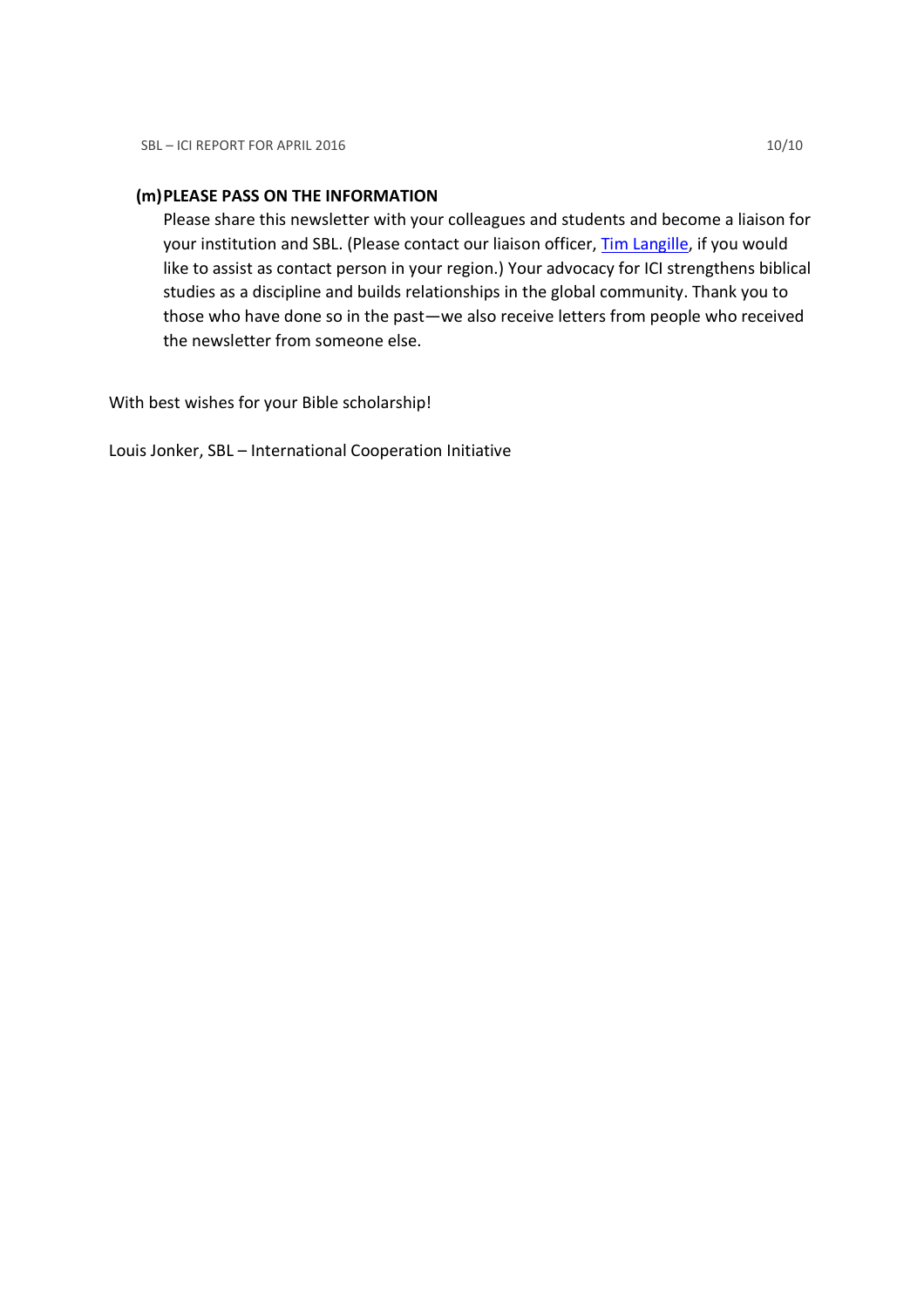### (m) PLEASE PASS ON THE INFORMATION

Please share this newsletter with your colleagues and students and become a liaison for your institution and SBL. (Please contact our liaison officer, Tim Langille, if you would like to assist as contact person in your region.) Your advocacy for ICI strengthens biblical studies as a discipline and builds relationships in the global community. Thank you to those who have done so in the past—we also receive letters from people who received the newsletter from someone else.

With best wishes for your Bible scholarship!

Louis Jonker, SBL – International Cooperation Initiative